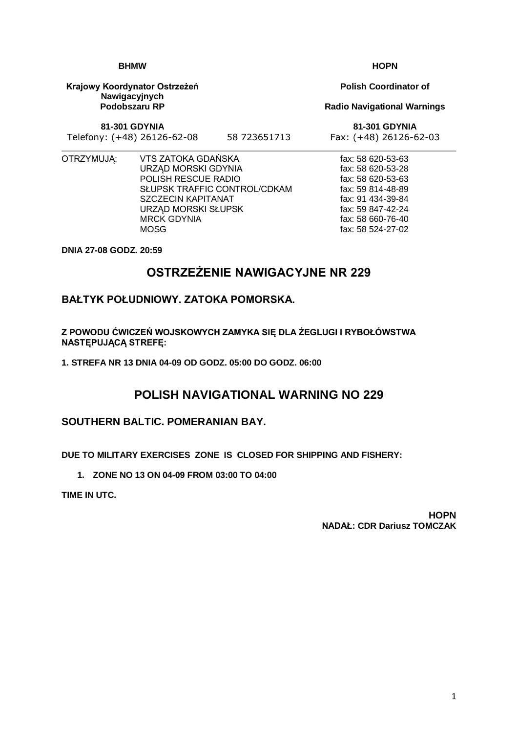| BHMW | | HOPN |
|---|---|---|
| **Krajowy Koordynator Ostrzeżeń Nawigacyjnych Podobszaru RP** | | **Polish Coordinator of Radio Navigational Warnings** |
| **81-301 GDYNIA** | | **81-301 GDYNIA** |
| Telefony: (+48) 26126-62-08 | 58 723651713 | Fax: (+48) 26126-62-03 |

| OTRZYMUJĄ: | | |
|---|---|---|
| | VTS ZATOKA GDAŃSKA | fax: 58 620-53-63 |
| | URZĄD MORSKI GDYNIA | fax: 58 620-53-28 |
| | POLISH RESCUE RADIO | fax: 58 620-53-63 |
| | SŁUPSK TRAFFIC CONTROL/CDKAM | fax: 59 814-48-89 |
| | SZCZECIN KAPITANAT | fax: 91 434-39-84 |
| | URZĄD MORSKI SŁUPSK | fax: 59 847-42-24 |
| | MRCK GDYNIA | fax: 58 660-76-40 |
| | MOSG | fax: 58 524-27-02 |

**DNIA 27-08 GODZ. 20:59**

# OSTRZEŻENIE NAWIGACYJNE NR 229

## BAŁTYK POŁUDNIOWY. ZATOKA POMORSKA.

**Z POWODU ĆWICZEŃ WOJSKOWYCH ZAMYKA SIĘ DLA ŻEGLUGI I RYBOŁÓWSTWA NASTĘPUJĄCĄ STREFĘ:**

**1. STREFA NR 13 DNIA 04-09 OD GODZ. 05:00 DO GODZ. 06:00**

# POLISH NAVIGATIONAL WARNING NO 229

## SOUTHERN BALTIC. POMERANIAN BAY.

**DUE TO MILITARY EXERCISES ZONE IS CLOSED FOR SHIPPING AND FISHERY:**

1. **ZONE NO 13 ON 04-09 FROM 03:00 TO 04:00**

**TIME IN UTC.**

**HOPN**
**NADAŁ: CDR Dariusz TOMCZAK**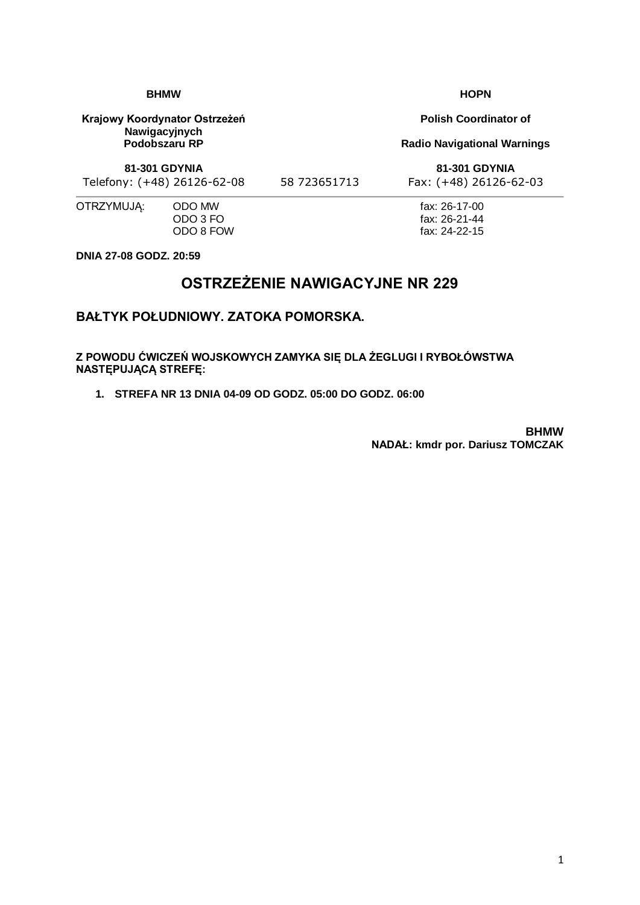| BHMW | | HOPN |
| --- | --- | --- |
| **Krajowy Koordynator Ostrzeżeń Nawigacyjnych Podobszaru RP** | | **Polish Coordinator of Radio Navigational Warnings** |
| **81-301 GDYNIA** | | **81-301 GDYNIA** |
| Telefony: (+48) 26126-62-08 | 58 723651713 | Fax: (+48) 26126-62-03 |

| | | |
| --- | --- | --- |
| OTRZYMUJĄ: | ODO MW | fax: 26-17-00 |
| | ODO 3 FO | fax: 26-21-44 |
| | ODO 8 FOW | fax: 24-22-15 |

**DNIA 27-08 GODZ. 20:59**

# OSTRZEŻENIE NAWIGACYJNE NR 229

## BAŁTYK POŁUDNIOWY. ZATOKA POMORSKA.

**Z POWODU ĆWICZEŃ WOJSKOWYCH ZAMYKA SIĘ DLA ŻEGLUGI I RYBOŁÓWSTWA NASTĘPUJĄCĄ STREFĘ:**

1. **STREFA NR 13 DNIA 04-09 OD GODZ. 05:00 DO GODZ. 06:00**

**BHMW**
**NADAŁ: kmdr por. Dariusz TOMCZAK**